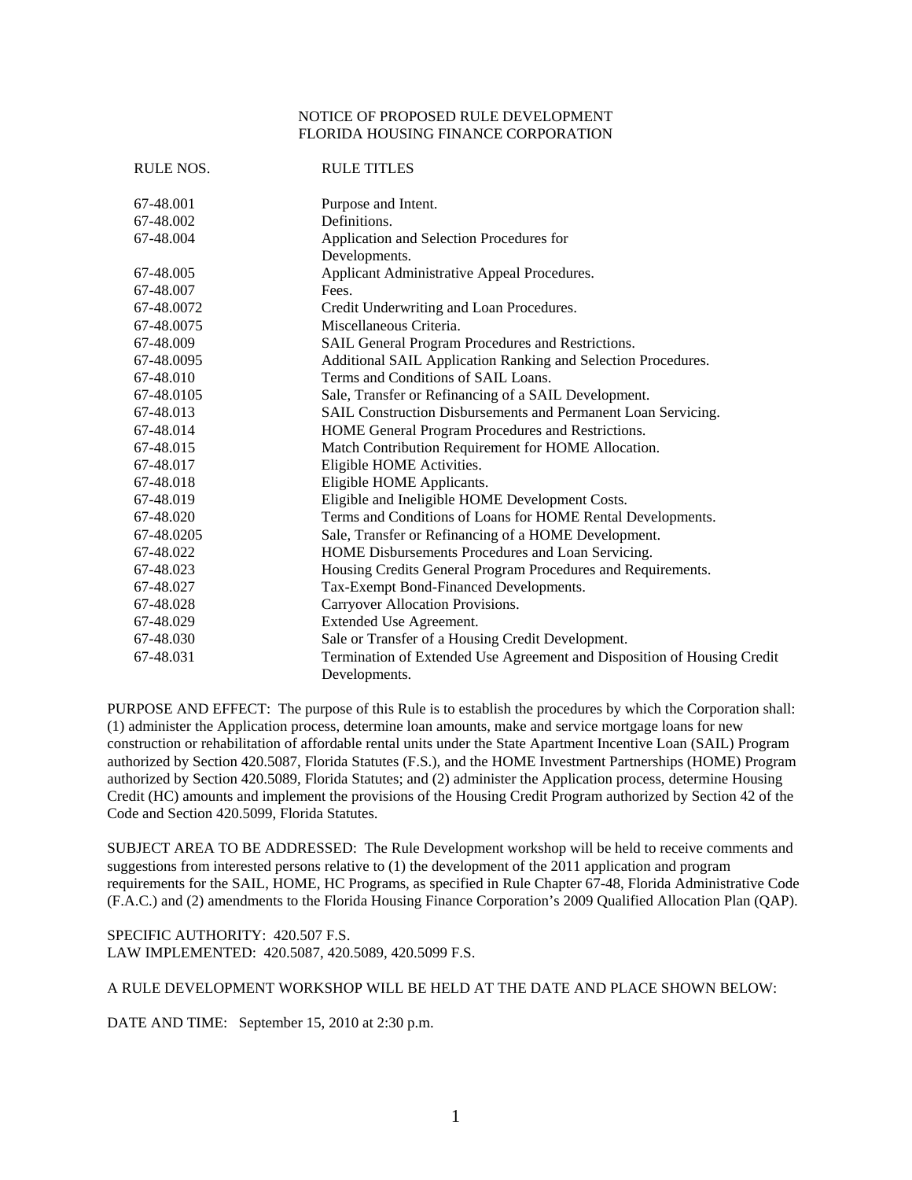NOTICE OF PROPOSED RULE DEVELOPMENT
FLORIDA HOUSING FINANCE CORPORATION

| RULE NOS. | RULE TITLES |
| --- | --- |
| 67-48.001 | Purpose and Intent. |
| 67-48.002 | Definitions. |
| 67-48.004 | Application and Selection Procedures for Developments. |
| 67-48.005 | Applicant Administrative Appeal Procedures. |
| 67-48.007 | Fees. |
| 67-48.0072 | Credit Underwriting and Loan Procedures. |
| 67-48.0075 | Miscellaneous Criteria. |
| 67-48.009 | SAIL General Program Procedures and Restrictions. |
| 67-48.0095 | Additional SAIL Application Ranking and Selection Procedures. |
| 67-48.010 | Terms and Conditions of SAIL Loans. |
| 67-48.0105 | Sale, Transfer or Refinancing of a SAIL Development. |
| 67-48.013 | SAIL Construction Disbursements and Permanent Loan Servicing. |
| 67-48.014 | HOME General Program Procedures and Restrictions. |
| 67-48.015 | Match Contribution Requirement for HOME Allocation. |
| 67-48.017 | Eligible HOME Activities. |
| 67-48.018 | Eligible HOME Applicants. |
| 67-48.019 | Eligible and Ineligible HOME Development Costs. |
| 67-48.020 | Terms and Conditions of Loans for HOME Rental Developments. |
| 67-48.0205 | Sale, Transfer or Refinancing of a HOME Development. |
| 67-48.022 | HOME Disbursements Procedures and Loan Servicing. |
| 67-48.023 | Housing Credits General Program Procedures and Requirements. |
| 67-48.027 | Tax-Exempt Bond-Financed Developments. |
| 67-48.028 | Carryover Allocation Provisions. |
| 67-48.029 | Extended Use Agreement. |
| 67-48.030 | Sale or Transfer of a Housing Credit Development. |
| 67-48.031 | Termination of Extended Use Agreement and Disposition of Housing Credit Developments. |

PURPOSE AND EFFECT: The purpose of this Rule is to establish the procedures by which the Corporation shall: (1) administer the Application process, determine loan amounts, make and service mortgage loans for new construction or rehabilitation of affordable rental units under the State Apartment Incentive Loan (SAIL) Program authorized by Section 420.5087, Florida Statutes (F.S.), and the HOME Investment Partnerships (HOME) Program authorized by Section 420.5089, Florida Statutes; and (2) administer the Application process, determine Housing Credit (HC) amounts and implement the provisions of the Housing Credit Program authorized by Section 42 of the Code and Section 420.5099, Florida Statutes.

SUBJECT AREA TO BE ADDRESSED: The Rule Development workshop will be held to receive comments and suggestions from interested persons relative to (1) the development of the 2011 application and program requirements for the SAIL, HOME, HC Programs, as specified in Rule Chapter 67-48, Florida Administrative Code (F.A.C.) and (2) amendments to the Florida Housing Finance Corporation's 2009 Qualified Allocation Plan (QAP).

SPECIFIC AUTHORITY: 420.507 F.S.
LAW IMPLEMENTED: 420.5087, 420.5089, 420.5099 F.S.

A RULE DEVELOPMENT WORKSHOP WILL BE HELD AT THE DATE AND PLACE SHOWN BELOW:

DATE AND TIME: September 15, 2010 at 2:30 p.m.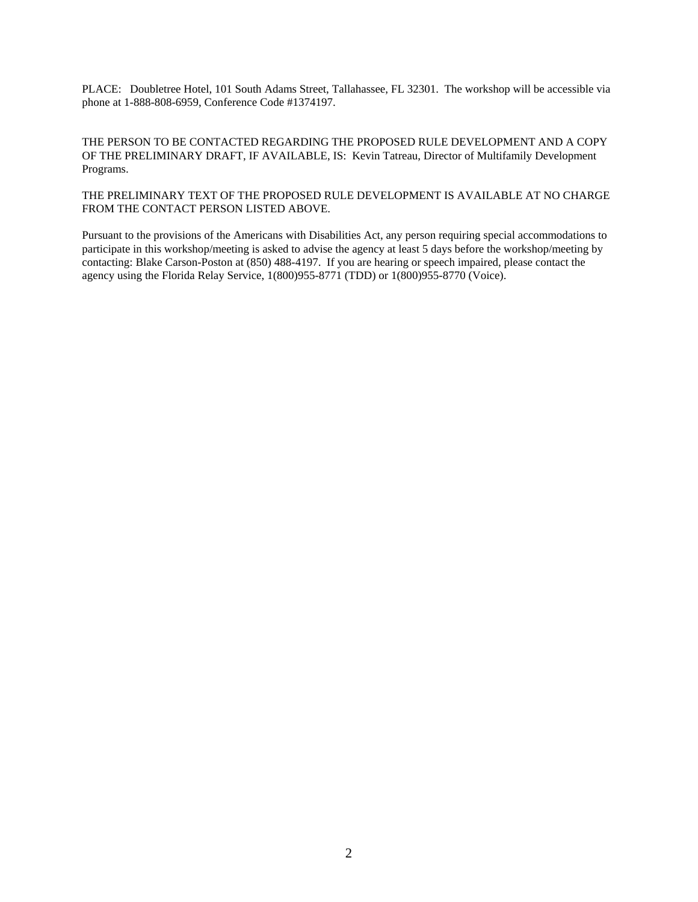PLACE: Doubletree Hotel, 101 South Adams Street, Tallahassee, FL 32301. The workshop will be accessible via phone at 1-888-808-6959, Conference Code #1374197.

THE PERSON TO BE CONTACTED REGARDING THE PROPOSED RULE DEVELOPMENT AND A COPY OF THE PRELIMINARY DRAFT, IF AVAILABLE, IS: Kevin Tatreau, Director of Multifamily Development Programs.

THE PRELIMINARY TEXT OF THE PROPOSED RULE DEVELOPMENT IS AVAILABLE AT NO CHARGE FROM THE CONTACT PERSON LISTED ABOVE.

Pursuant to the provisions of the Americans with Disabilities Act, any person requiring special accommodations to participate in this workshop/meeting is asked to advise the agency at least 5 days before the workshop/meeting by contacting: Blake Carson-Poston at (850) 488-4197. If you are hearing or speech impaired, please contact the agency using the Florida Relay Service, 1(800)955-8771 (TDD) or 1(800)955-8770 (Voice).